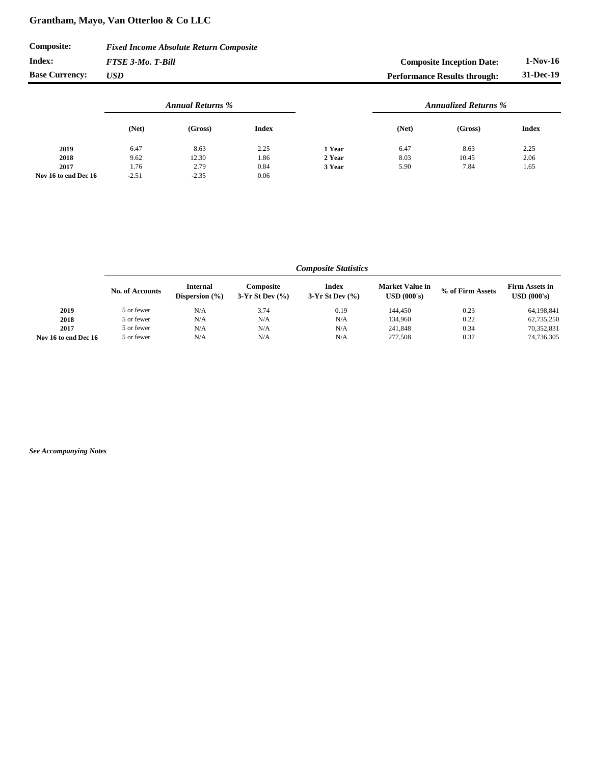# Grantham, Mayo, Van Otterloo & Co LLC

| | | | |
|---|---|---|---|
| **Composite:** | ***Fixed Income Absolute Return Composite*** | | |
| **Index:** | ***FTSE 3-Mo. T-Bill*** | **Composite Inception Date:** | **1-Nov-16** |
| **Base Currency:** | ***USD*** | **Performance Results through:** | **31-Dec-19** |

| | *Annual Returns %* | | | | *Annualized Returns %* | | |
|---|---|---|---|---|---|---|---|
| | **(Net)** | **(Gross)** | **Index** | | **(Net)** | **(Gross)** | **Index** |
| **2019** | 6.47 | 8.63 | 2.25 | **1 Year** | 6.47 | 8.63 | 2.25 |
| **2018** | 9.62 | 12.30 | 1.86 | **2 Year** | 8.03 | 10.45 | 2.06 |
| **2017** | 1.76 | 2.79 | 0.84 | **3 Year** | 5.90 | 7.84 | 1.65 |
| **Nov 16 to end Dec 16** | -2.51 | -2.35 | 0.06 | | | | |

*Composite Statistics*

| | **No. of Accounts** | **Internal Dispersion (%)** | **Composite 3-Yr St Dev (%)** | **Index 3-Yr St Dev (%)** | **Market Value in USD (000's)** | **% of Firm Assets** | **Firm Assets in USD (000's)** |
|---|---|---|---|---|---|---|---|
| **2019** | 5 or fewer | N/A | 3.74 | 0.19 | 144,450 | 0.23 | 64,198,841 |
| **2018** | 5 or fewer | N/A | N/A | N/A | 134,960 | 0.22 | 62,735,250 |
| **2017** | 5 or fewer | N/A | N/A | N/A | 241,848 | 0.34 | 70,352,831 |
| **Nov 16 to end Dec 16** | 5 or fewer | N/A | N/A | N/A | 277,508 | 0.37 | 74,736,305 |

***See Accompanying Notes***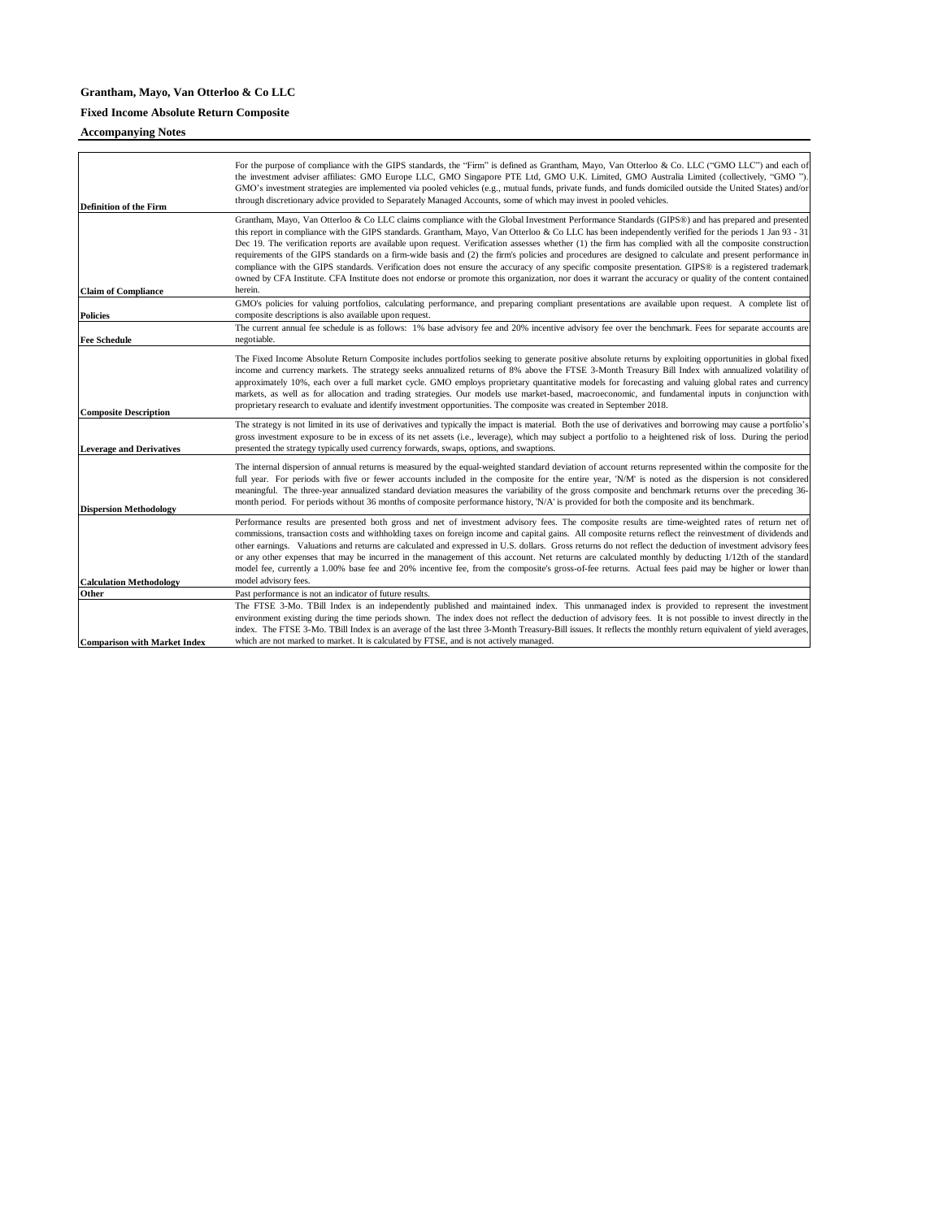**Grantham, Mayo, Van Otterloo & Co LLC**

**Fixed Income Absolute Return Composite**

**Accompanying Notes**

| | |
|---|---|
| **Definition of the Firm** | For the purpose of compliance with the GIPS standards, the "Firm" is defined as Grantham, Mayo, Van Otterloo & Co. LLC ("GMO LLC") and each of the investment adviser affiliates: GMO Europe LLC, GMO Singapore PTE Ltd, GMO U.K. Limited, GMO Australia Limited (collectively, "GMO "). GMO's investment strategies are implemented via pooled vehicles (e.g., mutual funds, private funds, and funds domiciled outside the United States) and/or through discretionary advice provided to Separately Managed Accounts, some of which may invest in pooled vehicles. |
| **Claim of Compliance** | Grantham, Mayo, Van Otterloo & Co LLC claims compliance with the Global Investment Performance Standards (GIPS®) and has prepared and presented this report in compliance with the GIPS standards. Grantham, Mayo, Van Otterloo & Co LLC has been independently verified for the periods 1 Jan 93 - 31 Dec 19. The verification reports are available upon request. Verification assesses whether (1) the firm has complied with all the composite construction requirements of the GIPS standards on a firm-wide basis and (2) the firm's policies and procedures are designed to calculate and present performance in compliance with the GIPS standards. Verification does not ensure the accuracy of any specific composite presentation. GIPS® is a registered trademark owned by CFA Institute. CFA Institute does not endorse or promote this organization, nor does it warrant the accuracy or quality of the content contained herein. |
| **Policies** | GMO's policies for valuing portfolios, calculating performance, and preparing compliant presentations are available upon request. A complete list of composite descriptions is also available upon request. |
| **Fee Schedule** | The current annual fee schedule is as follows: 1% base advisory fee and 20% incentive advisory fee over the benchmark. Fees for separate accounts are negotiable. |
| **Composite Description** | The Fixed Income Absolute Return Composite includes portfolios seeking to generate positive absolute returns by exploiting opportunities in global fixed income and currency markets. The strategy seeks annualized returns of 8% above the FTSE 3-Month Treasury Bill Index with annualized volatility of approximately 10%, each over a full market cycle. GMO employs proprietary quantitative models for forecasting and valuing global rates and currency markets, as well as for allocation and trading strategies. Our models use market-based, macroeconomic, and fundamental inputs in conjunction with proprietary research to evaluate and identify investment opportunities. The composite was created in September 2018. |
| **Leverage and Derivatives** | The strategy is not limited in its use of derivatives and typically the impact is material. Both the use of derivatives and borrowing may cause a portfolio's gross investment exposure to be in excess of its net assets (i.e., leverage), which may subject a portfolio to a heightened risk of loss. During the period presented the strategy typically used currency forwards, swaps, options, and swaptions. |
| **Dispersion Methodology** | The internal dispersion of annual returns is measured by the equal-weighted standard deviation of account returns represented within the composite for the full year. For periods with five or fewer accounts included in the composite for the entire year, 'N/M' is noted as the dispersion is not considered meaningful. The three-year annualized standard deviation measures the variability of the gross composite and benchmark returns over the preceding 36-month period. For periods without 36 months of composite performance history, 'N/A' is provided for both the composite and its benchmark. |
| **Calculation Methodology** | Performance results are presented both gross and net of investment advisory fees. The composite results are time-weighted rates of return net of commissions, transaction costs and withholding taxes on foreign income and capital gains. All composite returns reflect the reinvestment of dividends and other earnings. Valuations and returns are calculated and expressed in U.S. dollars. Gross returns do not reflect the deduction of investment advisory fees or any other expenses that may be incurred in the management of this account. Net returns are calculated monthly by deducting 1/12th of the standard model fee, currently a 1.00% base fee and 20% incentive fee, from the composite's gross-of-fee returns. Actual fees paid may be higher or lower than model advisory fees. |
| **Other** | Past performance is not an indicator of future results. |
| **Comparison with Market Index** | The FTSE 3-Mo. TBill Index is an independently published and maintained index. This unmanaged index is provided to represent the investment environment existing during the time periods shown. The index does not reflect the deduction of advisory fees. It is not possible to invest directly in the index. The FTSE 3-Mo. TBill Index is an average of the last three 3-Month Treasury-Bill issues. It reflects the monthly return equivalent of yield averages, which are not marked to market. It is calculated by FTSE, and is not actively managed. |